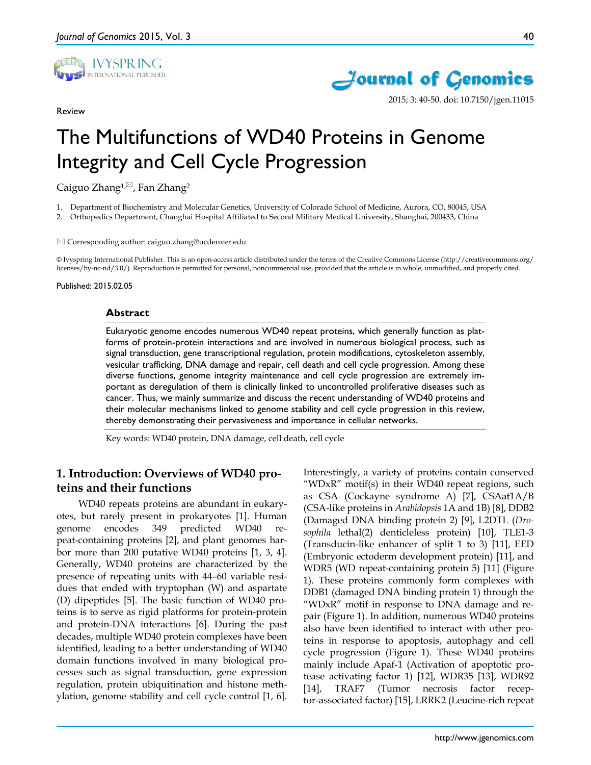Review

# The Multifunctions of WD40 Proteins in Genome Integrity and Cell Cycle Progression

Caiguo Zhang[1,✉], Fan Zhang[2]

1. Department of Biochemistry and Molecular Genetics, University of Colorado School of Medicine, Aurora, CO, 80045, USA
2. Orthopedics Department, Changhai Hospital Affiliated to Second Military Medical University, Shanghai, 200433, China

✉ Corresponding author: caiguo.zhang@ucdenver.edu

© Ivyspring International Publisher. This is an open-access article distributed under the terms of the Creative Commons License (http://creativecommons.org/licenses/by-nc-nd/3.0/). Reproduction is permitted for personal, noncommercial use, provided that the article is in whole, unmodified, and properly cited.

Published: 2015.02.05

## Abstract

Eukaryotic genome encodes numerous WD40 repeat proteins, which generally function as platforms of protein-protein interactions and are involved in numerous biological process, such as signal transduction, gene transcriptional regulation, protein modifications, cytoskeleton assembly, vesicular trafficking, DNA damage and repair, cell death and cell cycle progression. Among these diverse functions, genome integrity maintenance and cell cycle progression are extremely important as deregulation of them is clinically linked to uncontrolled proliferative diseases such as cancer. Thus, we mainly summarize and discuss the recent understanding of WD40 proteins and their molecular mechanisms linked to genome stability and cell cycle progression in this review, thereby demonstrating their pervasiveness and importance in cellular networks.

Key words: WD40 protein, DNA damage, cell death, cell cycle

## 1. Introduction: Overviews of WD40 proteins and their functions

WD40 repeats proteins are abundant in eukaryotes, but rarely present in prokaryotes [1]. Human genome encodes 349 predicted WD40 repeat-containing proteins [2], and plant genomes harbor more than 200 putative WD40 proteins [1, 3, 4]. Generally, WD40 proteins are characterized by the presence of repeating units with 44–60 variable residues that ended with tryptophan (W) and aspartate (D) dipeptides [5]. The basic function of WD40 proteins is to serve as rigid platforms for protein-protein and protein-DNA interactions [6]. During the past decades, multiple WD40 protein complexes have been identified, leading to a better understanding of WD40 domain functions involved in many biological processes such as signal transduction, gene expression regulation, protein ubiquitination and histone methylation, genome stability and cell cycle control [1, 6]. Interestingly, a variety of proteins contain conserved "WDxR" motif(s) in their WD40 repeat regions, such as CSA (Cockayne syndrome A) [7], CSAat1A/B (CSA-like proteins in *Arabidopsis* 1A and 1B) [8], DDB2 (Damaged DNA binding protein 2) [9], L2DTL (*Drosophila* lethal(2) denticleless protein) [10], TLE1-3 (Transducin-like enhancer of split 1 to 3) [11], EED (Embryonic ectoderm development protein) [11], and WDR5 (WD repeat-containing protein 5) [11] (Figure 1). These proteins commonly form complexes with DDB1 (damaged DNA binding protein 1) through the "WDxR" motif in response to DNA damage and repair (Figure 1). In addition, numerous WD40 proteins also have been identified to interact with other proteins in response to apoptosis, autophagy and cell cycle progression (Figure 1). These WD40 proteins mainly include Apaf-1 (Activation of apoptotic protease activating factor 1) [12], WDR35 [13], WDR92 [14], TRAF7 (Tumor necrosis factor receptor-associated factor) [15], LRRK2 (Leucine-rich repeat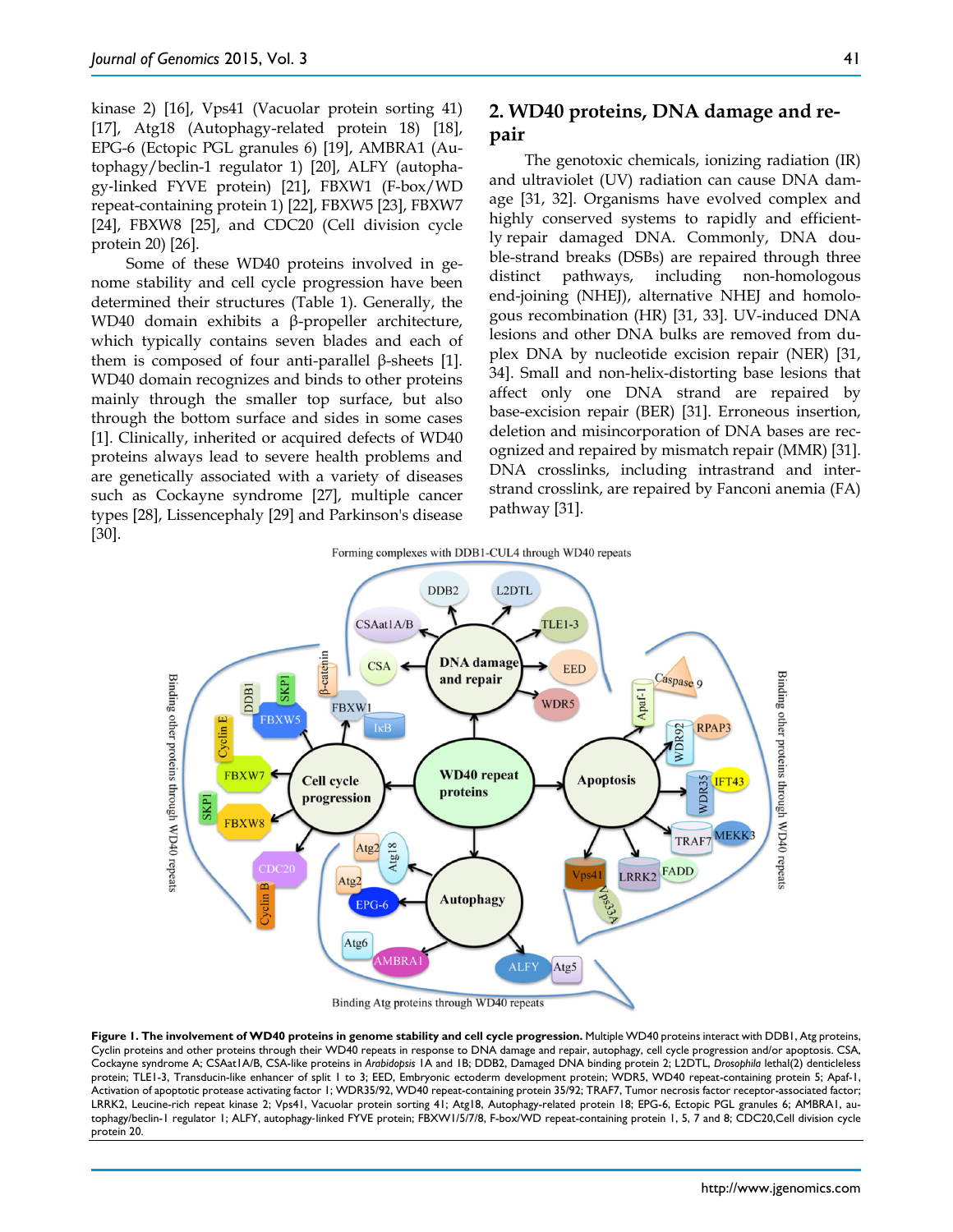kinase 2) [16], Vps41 (Vacuolar protein sorting 41) [17], Atg18 (Autophagy-related protein 18) [18], EPG-6 (Ectopic PGL granules 6) [19], AMBRA1 (Autophagy/beclin-1 regulator 1) [20], ALFY (autophagy-linked FYVE protein) [21], FBXW1 (F-box/WD repeat-containing protein 1) [22], FBXW5 [23], FBXW7 [24], FBXW8 [25], and CDC20 (Cell division cycle protein 20) [26].

Some of these WD40 proteins involved in genome stability and cell cycle progression have been determined their structures (Table 1). Generally, the WD40 domain exhibits a β-propeller architecture, which typically contains seven blades and each of them is composed of four anti-parallel β-sheets [1]. WD40 domain recognizes and binds to other proteins mainly through the smaller top surface, but also through the bottom surface and sides in some cases [1]. Clinically, inherited or acquired defects of WD40 proteins always lead to severe health problems and are genetically associated with a variety of diseases such as Cockayne syndrome [27], multiple cancer types [28], Lissencephaly [29] and Parkinson's disease [30].

## 2. WD40 proteins, DNA damage and repair

The genotoxic chemicals, ionizing radiation (IR) and ultraviolet (UV) radiation can cause DNA damage [31, 32]. Organisms have evolved complex and highly conserved systems to rapidly and efficiently repair damaged DNA. Commonly, DNA double-strand breaks (DSBs) are repaired through three distinct pathways, including non-homologous end-joining (NHEJ), alternative NHEJ and homologous recombination (HR) [31, 33]. UV-induced DNA lesions and other DNA bulks are removed from duplex DNA by nucleotide excision repair (NER) [31, 34]. Small and non-helix-distorting base lesions that affect only one DNA strand are repaired by base-excision repair (BER) [31]. Erroneous insertion, deletion and misincorporation of DNA bases are recognized and repaired by mismatch repair (MMR) [31]. DNA crosslinks, including intrastrand and interstrand crosslink, are repaired by Fanconi anemia (FA) pathway [31].

**Figure 1. The involvement of WD40 proteins in genome stability and cell cycle progression.** Multiple WD40 proteins interact with DDB1, Atg proteins, Cyclin proteins and other proteins through their WD40 repeats in response to DNA damage and repair, autophagy, cell cycle progression and/or apoptosis. CSA, Cockayne syndrome A; CSAat1A/B, CSA-like proteins in *Arabidopsis* 1A and 1B; DDB2, Damaged DNA binding protein 2; L2DTL, *Drosophila* lethal(2) denticleless protein; TLE1-3, Transducin-like enhancer of split 1 to 3; EED, Embryonic ectoderm development protein; WDR5, WD40 repeat-containing protein 5; Apaf-1, Activation of apoptotic protease activating factor 1; WDR35/92, WD40 repeat-containing protein 35/92; TRAF7, Tumor necrosis factor receptor-associated factor; LRRK2, Leucine-rich repeat kinase 2; Vps41, Vacuolar protein sorting 41; Atg18, Autophagy-related protein 18; EPG-6, Ectopic PGL granules 6; AMBRA1, autophagy/beclin-1 regulator 1; ALFY, autophagy-linked FYVE protein; FBXW1/5/7/8, F-box/WD repeat-containing protein 1, 5, 7 and 8; CDC20,Cell division cycle protein 20.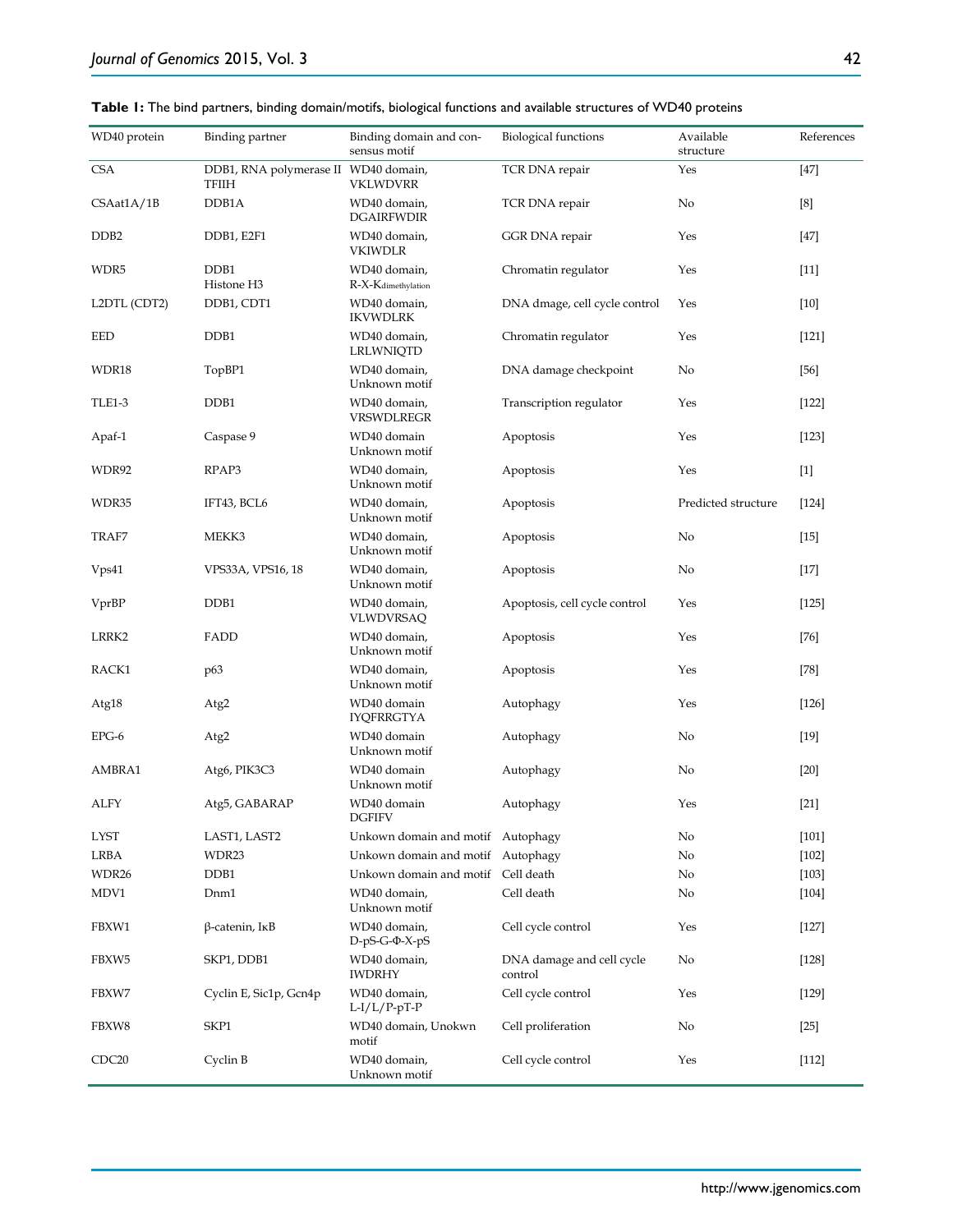**Table 1:** The bind partners, binding domain/motifs, biological functions and available structures of WD40 proteins

| WD40 protein | Binding partner | Binding domain and consensus motif | Biological functions | Available structure | References |
|---|---|---|---|---|---|
| CSA | DDB1, RNA polymerase II TFIIH | WD40 domain, VKLWDVRR | TCR DNA repair | Yes | [47] |
| CSAat1A/1B | DDB1A | WD40 domain, DGAIRFWDIR | TCR DNA repair | No | [8] |
| DDB2 | DDB1, E2F1 | WD40 domain, VKIWDLR | GGR DNA repair | Yes | [47] |
| WDR5 | DDB1 Histone H3 | WD40 domain, R-X-$K_{dimethylation}$ | Chromatin regulator | Yes | [11] |
| L2DTL (CDT2) | DDB1, CDT1 | WD40 domain, IKVWDLRK | DNA dmage, cell cycle control | Yes | [10] |
| EED | DDB1 | WD40 domain, LRLWNIQTD | Chromatin regulator | Yes | [121] |
| WDR18 | TopBP1 | WD40 domain, Unknown motif | DNA damage checkpoint | No | [56] |
| TLE1-3 | DDB1 | WD40 domain, VRSWDLREGR | Transcription regulator | Yes | [122] |
| Apaf-1 | Caspase 9 | WD40 domain Unknown motif | Apoptosis | Yes | [123] |
| WDR92 | RPAP3 | WD40 domain, Unknown motif | Apoptosis | Yes | [1] |
| WDR35 | IFT43, BCL6 | WD40 domain, Unknown motif | Apoptosis | Predicted structure | [124] |
| TRAF7 | MEKK3 | WD40 domain, Unknown motif | Apoptosis | No | [15] |
| Vps41 | VPS33A, VPS16, 18 | WD40 domain, Unknown motif | Apoptosis | No | [17] |
| VprBP | DDB1 | WD40 domain, VLWDVRSAQ | Apoptosis, cell cycle control | Yes | [125] |
| LRRK2 | FADD | WD40 domain, Unknown motif | Apoptosis | Yes | [76] |
| RACK1 | p63 | WD40 domain, Unknown motif | Apoptosis | Yes | [78] |
| Atg18 | Atg2 | WD40 domain IYQFRRGTYA | Autophagy | Yes | [126] |
| EPG-6 | Atg2 | WD40 domain Unknown motif | Autophagy | No | [19] |
| AMBRA1 | Atg6, PIK3C3 | WD40 domain Unknown motif | Autophagy | No | [20] |
| ALFY | Atg5, GABARAP | WD40 domain DGFIFV | Autophagy | Yes | [21] |
| LYST | LAST1, LAST2 | Unkown domain and motif | Autophagy | No | [101] |
| LRBA | WDR23 | Unkown domain and motif | Autophagy | No | [102] |
| WDR26 | DDB1 | Unkown domain and motif | Cell death | No | [103] |
| MDV1 | Dnm1 | WD40 domain, Unknown motif | Cell death | No | [104] |
| FBXW1 | β-catenin, IκB | WD40 domain, D-pS-G-Φ-X-pS | Cell cycle control | Yes | [127] |
| FBXW5 | SKP1, DDB1 | WD40 domain, IWDRHY | DNA damage and cell cycle control | No | [128] |
| FBXW7 | Cyclin E, Sic1p, Gcn4p | WD40 domain, L-I/L/P-pT-P | Cell cycle control | Yes | [129] |
| FBXW8 | SKP1 | WD40 domain, Unokwn motif | Cell proliferation | No | [25] |
| CDC20 | Cyclin B | WD40 domain, Unknown motif | Cell cycle control | Yes | [112] |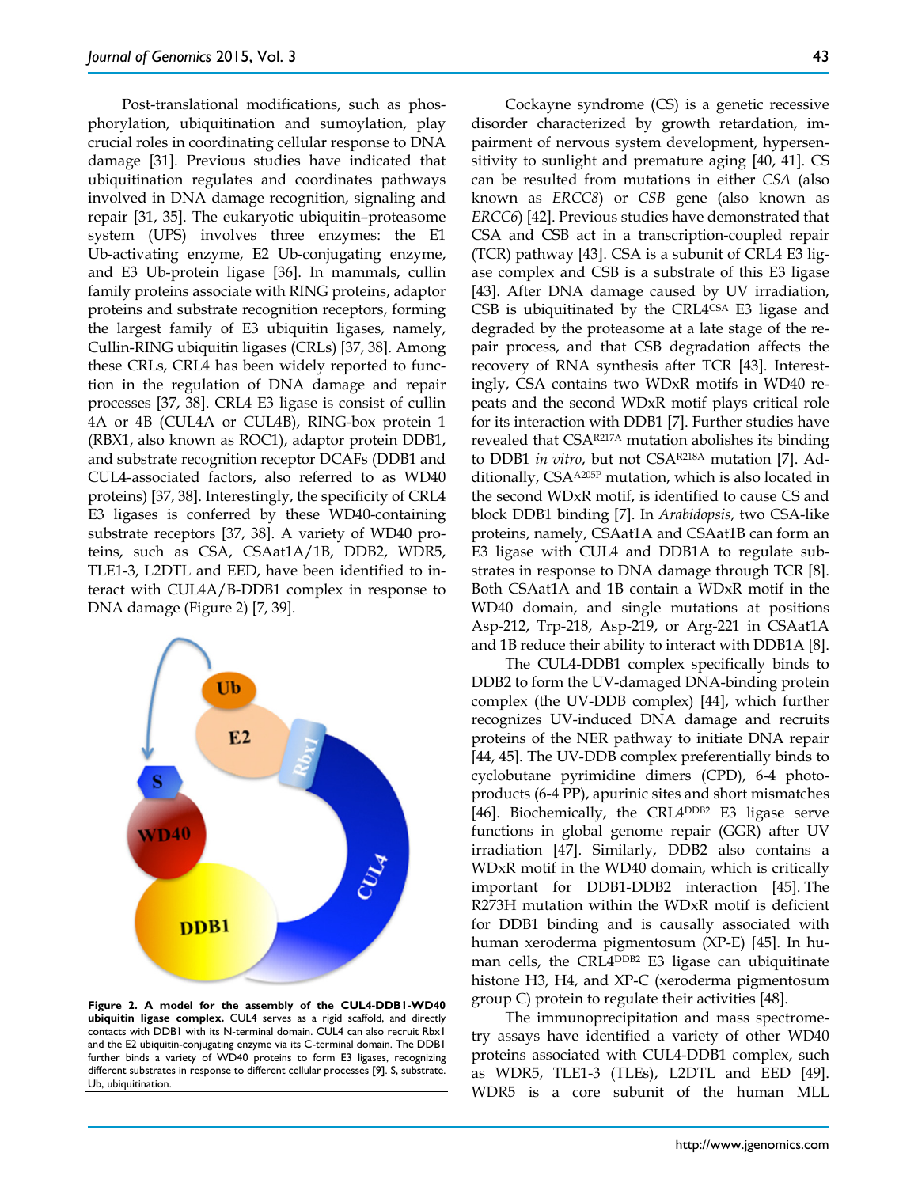Post-translational modifications, such as phosphorylation, ubiquitination and sumoylation, play crucial roles in coordinating cellular response to DNA damage [31]. Previous studies have indicated that ubiquitination regulates and coordinates pathways involved in DNA damage recognition, signaling and repair [31, 35]. The eukaryotic ubiquitin–proteasome system (UPS) involves three enzymes: the E1 Ub-activating enzyme, E2 Ub-conjugating enzyme, and E3 Ub-protein ligase [36]. In mammals, cullin family proteins associate with RING proteins, adaptor proteins and substrate recognition receptors, forming the largest family of E3 ubiquitin ligases, namely, Cullin-RING ubiquitin ligases (CRLs) [37, 38]. Among these CRLs, CRL4 has been widely reported to function in the regulation of DNA damage and repair processes [37, 38]. CRL4 E3 ligase is consist of cullin 4A or 4B (CUL4A or CUL4B), RING-box protein 1 (RBX1, also known as ROC1), adaptor protein DDB1, and substrate recognition receptor DCAFs (DDB1 and CUL4-associated factors, also referred to as WD40 proteins) [37, 38]. Interestingly, the specificity of CRL4 E3 ligases is conferred by these WD40-containing substrate receptors [37, 38]. A variety of WD40 proteins, such as CSA, CSAat1A/1B, DDB2, WDR5, TLE1-3, L2DTL and EED, have been identified to interact with CUL4A/B-DDB1 complex in response to DNA damage (Figure 2) [7, 39].

**Figure 2. A model for the assembly of the CUL4-DDB1-WD40 ubiquitin ligase complex.** CUL4 serves as a rigid scaffold, and directly contacts with DDB1 with its N-terminal domain. CUL4 can also recruit Rbx1 and the E2 ubiquitin-conjugating enzyme via its C-terminal domain. The DDB1 further binds a variety of WD40 proteins to form E3 ligases, recognizing different substrates in response to different cellular processes [9]. S, substrate. Ub, ubiquitination.

Cockayne syndrome (CS) is a genetic recessive disorder characterized by growth retardation, impairment of nervous system development, hypersensitivity to sunlight and premature aging [40, 41]. CS can be resulted from mutations in either *CSA* (also known as *ERCC8*) or *CSB* gene (also known as *ERCC6*) [42]. Previous studies have demonstrated that CSA and CSB act in a transcription-coupled repair (TCR) pathway [43]. CSA is a subunit of CRL4 E3 ligase complex and CSB is a substrate of this E3 ligase [43]. After DNA damage caused by UV irradiation, CSB is ubiquitinated by the $CRL4^{CSA}$ E3 ligase and degraded by the proteasome at a late stage of the repair process, and that CSB degradation affects the recovery of RNA synthesis after TCR [43]. Interestingly, CSA contains two WDxR motifs in WD40 repeats and the second WDxR motif plays critical role for its interaction with DDB1 [7]. Further studies have revealed that $CSA^{R217A}$ mutation abolishes its binding to DDB1 *in vitro*, but not $CSA^{R218A}$ mutation [7]. Additionally, $CSA^{A205P}$ mutation, which is also located in the second WDxR motif, is identified to cause CS and block DDB1 binding [7]. In *Arabidopsis*, two CSA-like proteins, namely, CSAat1A and CSAat1B can form an E3 ligase with CUL4 and DDB1A to regulate substrates in response to DNA damage through TCR [8]. Both CSAat1A and 1B contain a WDxR motif in the WD40 domain, and single mutations at positions Asp-212, Trp-218, Asp-219, or Arg-221 in CSAat1A and 1B reduce their ability to interact with DDB1A [8].

The CUL4-DDB1 complex specifically binds to DDB2 to form the UV-damaged DNA-binding protein complex (the UV-DDB complex) [44], which further recognizes UV-induced DNA damage and recruits proteins of the NER pathway to initiate DNA repair [44, 45]. The UV-DDB complex preferentially binds to cyclobutane pyrimidine dimers (CPD), 6-4 photoproducts (6-4 PP), apurinic sites and short mismatches [46]. Biochemically, the $CRL4^{DDB2}$ E3 ligase serve functions in global genome repair (GGR) after UV irradiation [47]. Similarly, DDB2 also contains a WDxR motif in the WD40 domain, which is critically important for DDB1-DDB2 interaction [45]. The R273H mutation within the WDxR motif is deficient for DDB1 binding and is causally associated with human xeroderma pigmentosum (XP-E) [45]. In human cells, the $CRL4^{DDB2}$ E3 ligase can ubiquitinate histone H3, H4, and XP-C (xeroderma pigmentosum group C) protein to regulate their activities [48].

The immunoprecipitation and mass spectrometry assays have identified a variety of other WD40 proteins associated with CUL4-DDB1 complex, such as WDR5, TLE1-3 (TLEs), L2DTL and EED [49]. WDR5 is a core subunit of the human MLL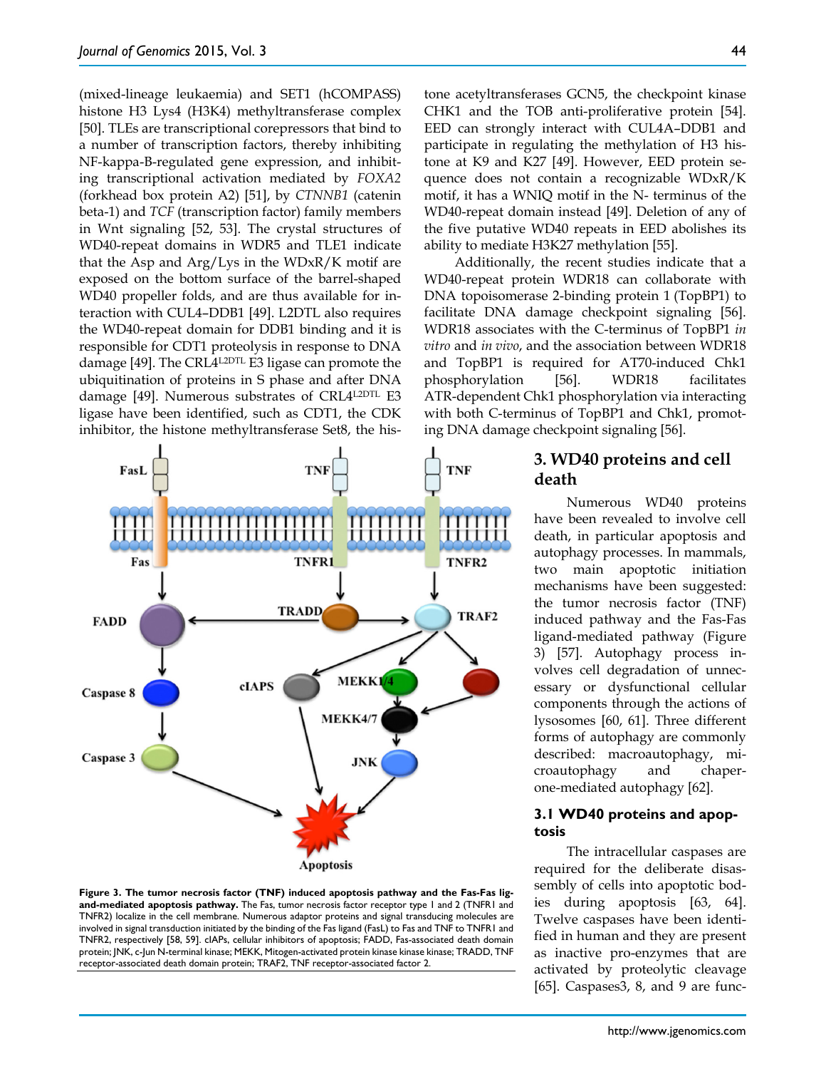(mixed-lineage leukaemia) and SET1 (hCOMPASS) histone H3 Lys4 (H3K4) methyltransferase complex [50]. TLEs are transcriptional corepressors that bind to a number of transcription factors, thereby inhibiting NF-kappa-B-regulated gene expression, and inhibiting transcriptional activation mediated by *FOXA2* (forkhead box protein A2) [51], by *CTNNB1* (catenin beta-1) and *TCF* (transcription factor) family members in Wnt signaling [52, 53]. The crystal structures of WD40-repeat domains in WDR5 and TLE1 indicate that the Asp and Arg/Lys in the WDxR/K motif are exposed on the bottom surface of the barrel-shaped WD40 propeller folds, and are thus available for interaction with CUL4–DDB1 [49]. L2DTL also requires the WD40-repeat domain for DDB1 binding and it is responsible for CDT1 proteolysis in response to DNA damage [49]. The CRL4$^{L2DTL}$ E3 ligase can promote the ubiquitination of proteins in S phase and after DNA damage [49]. Numerous substrates of CRL4$^{L2DTL}$ E3 ligase have been identified, such as CDT1, the CDK inhibitor, the histone methyltransferase Set8, the histone acetyltransferases GCN5, the checkpoint kinase CHK1 and the TOB anti-proliferative protein [54]. EED can strongly interact with CUL4A–DDB1 and participate in regulating the methylation of H3 histone at K9 and K27 [49]. However, EED protein sequence does not contain a recognizable WDxR/K motif, it has a WNIQ motif in the N- terminus of the WD40-repeat domain instead [49]. Deletion of any of the five putative WD40 repeats in EED abolishes its ability to mediate H3K27 methylation [55].

Additionally, the recent studies indicate that a WD40-repeat protein WDR18 can collaborate with DNA topoisomerase 2-binding protein 1 (TopBP1) to facilitate DNA damage checkpoint signaling [56]. WDR18 associates with the C-terminus of TopBP1 *in vitro* and *in vivo*, and the association between WDR18 and TopBP1 is required for AT70-induced Chk1 phosphorylation [56]. WDR18 facilitates ATR-dependent Chk1 phosphorylation via interacting with both C-terminus of TopBP1 and Chk1, promoting DNA damage checkpoint signaling [56].

**Figure 3. The tumor necrosis factor (TNF) induced apoptosis pathway and the Fas-Fas ligand-mediated apoptosis pathway.** The Fas, tumor necrosis factor receptor type 1 and 2 (TNFR1 and TNFR2) localize in the cell membrane. Numerous adaptor proteins and signal transducing molecules are involved in signal transduction initiated by the binding of the Fas ligand (FasL) to Fas and TNF to TNFR1 and TNFR2, respectively [58, 59]. cIAPs, cellular inhibitors of apoptosis; FADD, Fas-associated death domain protein; JNK, c-Jun N-terminal kinase; MEKK, Mitogen-activated protein kinase kinase kinase; TRADD, TNF receptor-associated death domain protein; TRAF2, TNF receptor-associated factor 2.

## 3. WD40 proteins and cell death

Numerous WD40 proteins have been revealed to involve cell death, in particular apoptosis and autophagy processes. In mammals, two main apoptotic initiation mechanisms have been suggested: the tumor necrosis factor (TNF) induced pathway and the Fas-Fas ligand-mediated pathway (Figure 3) [57]. Autophagy process involves cell degradation of unnecessary or dysfunctional cellular components through the actions of lysosomes [60, 61]. Three different forms of autophagy are commonly described: macroautophagy, microautophagy and chaperone-mediated autophagy [62].

### 3.1 WD40 proteins and apoptosis

The intracellular caspases are required for the deliberate disassembly of cells into apoptotic bodies during apoptosis [63, 64]. Twelve caspases have been identified in human and they are present as inactive pro-enzymes that are activated by proteolytic cleavage [65]. Caspases3, 8, and 9 are func-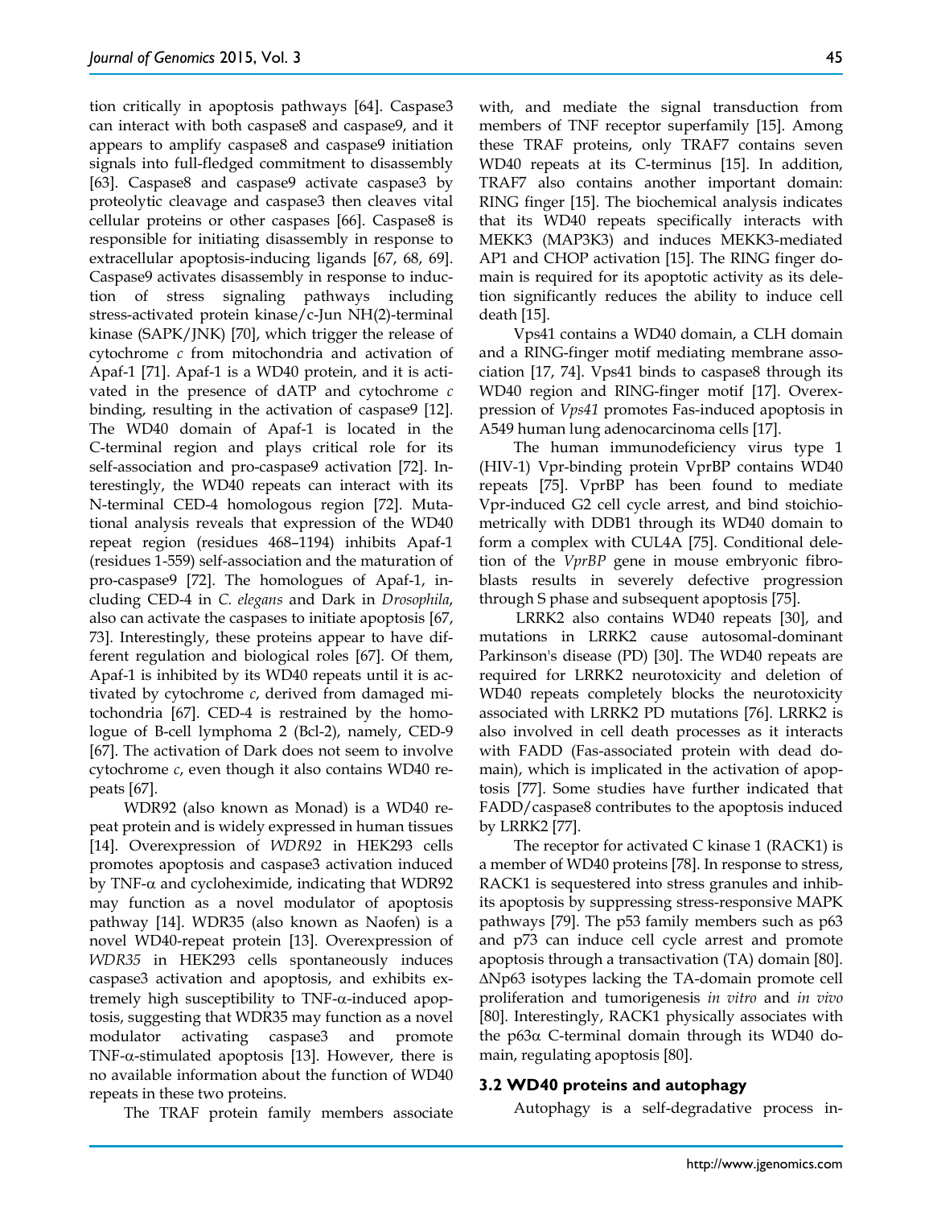tion critically in apoptosis pathways [64]. Caspase3 can interact with both caspase8 and caspase9, and it appears to amplify caspase8 and caspase9 initiation signals into full-fledged commitment to disassembly [63]. Caspase8 and caspase9 activate caspase3 by proteolytic cleavage and caspase3 then cleaves vital cellular proteins or other caspases [66]. Caspase8 is responsible for initiating disassembly in response to extracellular apoptosis-inducing ligands [67, 68, 69]. Caspase9 activates disassembly in response to induction of stress signaling pathways including stress-activated protein kinase/c-Jun NH(2)-terminal kinase (SAPK/JNK) [70], which trigger the release of cytochrome *c* from mitochondria and activation of Apaf-1 [71]. Apaf-1 is a WD40 protein, and it is activated in the presence of dATP and cytochrome *c* binding, resulting in the activation of caspase9 [12]. The WD40 domain of Apaf-1 is located in the C-terminal region and plays critical role for its self-association and pro-caspase9 activation [72]. Interestingly, the WD40 repeats can interact with its N-terminal CED-4 homologous region [72]. Mutational analysis reveals that expression of the WD40 repeat region (residues 468–1194) inhibits Apaf-1 (residues 1-559) self-association and the maturation of pro-caspase9 [72]. The homologues of Apaf-1, including CED-4 in *C. elegans* and Dark in *Drosophila*, also can activate the caspases to initiate apoptosis [67, 73]. Interestingly, these proteins appear to have different regulation and biological roles [67]. Of them, Apaf-1 is inhibited by its WD40 repeats until it is activated by cytochrome *c*, derived from damaged mitochondria [67]. CED-4 is restrained by the homologue of B-cell lymphoma 2 (Bcl-2), namely, CED-9 [67]. The activation of Dark does not seem to involve cytochrome *c*, even though it also contains WD40 repeats [67].

WDR92 (also known as Monad) is a WD40 repeat protein and is widely expressed in human tissues [14]. Overexpression of *WDR92* in HEK293 cells promotes apoptosis and caspase3 activation induced by TNF-α and cycloheximide, indicating that WDR92 may function as a novel modulator of apoptosis pathway [14]. WDR35 (also known as Naofen) is a novel WD40-repeat protein [13]. Overexpression of *WDR35* in HEK293 cells spontaneously induces caspase3 activation and apoptosis, and exhibits extremely high susceptibility to TNF-α-induced apoptosis, suggesting that WDR35 may function as a novel modulator activating caspase3 and promote TNF-α-stimulated apoptosis [13]. However, there is no available information about the function of WD40 repeats in these two proteins.

The TRAF protein family members associate with, and mediate the signal transduction from members of TNF receptor superfamily [15]. Among these TRAF proteins, only TRAF7 contains seven WD40 repeats at its C-terminus [15]. In addition, TRAF7 also contains another important domain: RING finger [15]. The biochemical analysis indicates that its WD40 repeats specifically interacts with MEKK3 (MAP3K3) and induces MEKK3-mediated AP1 and CHOP activation [15]. The RING finger domain is required for its apoptotic activity as its deletion significantly reduces the ability to induce cell death [15].

Vps41 contains a WD40 domain, a CLH domain and a RING-finger motif mediating membrane association [17, 74]. Vps41 binds to caspase8 through its WD40 region and RING-finger motif [17]. Overexpression of *Vps41* promotes Fas-induced apoptosis in A549 human lung adenocarcinoma cells [17].

The human immunodeficiency virus type 1 (HIV-1) Vpr-binding protein VprBP contains WD40 repeats [75]. VprBP has been found to mediate Vpr-induced G2 cell cycle arrest, and bind stoichiometrically with DDB1 through its WD40 domain to form a complex with CUL4A [75]. Conditional deletion of the *VprBP* gene in mouse embryonic fibroblasts results in severely defective progression through S phase and subsequent apoptosis [75].

LRRK2 also contains WD40 repeats [30], and mutations in LRRK2 cause autosomal-dominant Parkinson's disease (PD) [30]. The WD40 repeats are required for LRRK2 neurotoxicity and deletion of WD40 repeats completely blocks the neurotoxicity associated with LRRK2 PD mutations [76]. LRRK2 is also involved in cell death processes as it interacts with FADD (Fas-associated protein with dead domain), which is implicated in the activation of apoptosis [77]. Some studies have further indicated that FADD/caspase8 contributes to the apoptosis induced by LRRK2 [77].

The receptor for activated C kinase 1 (RACK1) is a member of WD40 proteins [78]. In response to stress, RACK1 is sequestered into stress granules and inhibits apoptosis by suppressing stress-responsive MAPK pathways [79]. The p53 family members such as p63 and p73 can induce cell cycle arrest and promote apoptosis through a transactivation (TA) domain [80]. ΔNp63 isotypes lacking the TA-domain promote cell proliferation and tumorigenesis *in vitro* and *in vivo* [80]. Interestingly, RACK1 physically associates with the p63α C-terminal domain through its WD40 domain, regulating apoptosis [80].

### 3.2 WD40 proteins and autophagy

Autophagy is a self-degradative process in-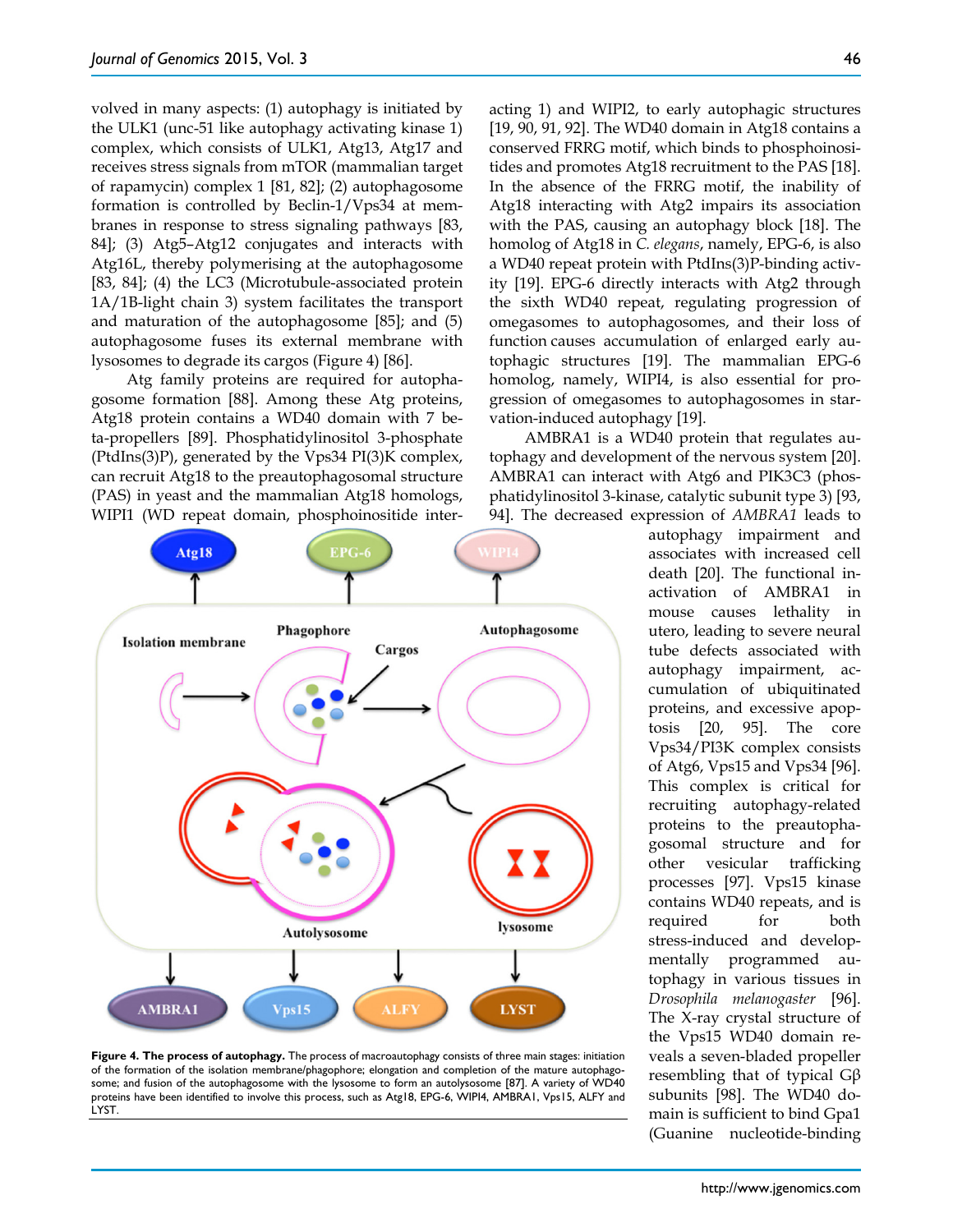volved in many aspects: (1) autophagy is initiated by the ULK1 (unc-51 like autophagy activating kinase 1) complex, which consists of ULK1, Atg13, Atg17 and receives stress signals from mTOR (mammalian target of rapamycin) complex 1 [81, 82]; (2) autophagosome formation is controlled by Beclin-1/Vps34 at membranes in response to stress signaling pathways [83, 84]; (3) Atg5–Atg12 conjugates and interacts with Atg16L, thereby polymerising at the autophagosome [83, 84]; (4) the LC3 (Microtubule-associated protein 1A/1B-light chain 3) system facilitates the transport and maturation of the autophagosome [85]; and (5) autophagosome fuses its external membrane with lysosomes to degrade its cargos (Figure 4) [86].

Atg family proteins are required for autophagosome formation [88]. Among these Atg proteins, Atg18 protein contains a WD40 domain with 7 beta-propellers [89]. Phosphatidylinositol 3-phosphate (PtdIns(3)P), generated by the Vps34 PI(3)K complex, can recruit Atg18 to the preautophagosomal structure (PAS) in yeast and the mammalian Atg18 homologs, WIPI1 (WD repeat domain, phosphoinositide interacting 1) and WIPI2, to early autophagic structures [19, 90, 91, 92]. The WD40 domain in Atg18 contains a conserved FRRG motif, which binds to phosphoinositides and promotes Atg18 recruitment to the PAS [18]. In the absence of the FRRG motif, the inability of Atg18 interacting with Atg2 impairs its association with the PAS, causing an autophagy block [18]. The homolog of Atg18 in *C. elegans*, namely, EPG-6, is also a WD40 repeat protein with PtdIns(3)P-binding activity [19]. EPG-6 directly interacts with Atg2 through the sixth WD40 repeat, regulating progression of omegasomes to autophagosomes, and their loss of function causes accumulation of enlarged early autophagic structures [19]. The mammalian EPG-6 homolog, namely, WIPI4, is also essential for progression of omegasomes to autophagosomes in starvation-induced autophagy [19].

AMBRA1 is a WD40 protein that regulates autophagy and development of the nervous system [20]. AMBRA1 can interact with Atg6 and PIK3C3 (phosphatidylinositol 3-kinase, catalytic subunit type 3) [93, 94]. The decreased expression of *AMBRA1* leads to autophagy impairment and associates with increased cell death [20]. The functional inactivation of AMBRA1 in mouse causes lethality in utero, leading to severe neural tube defects associated with autophagy impairment, accumulation of ubiquitinated proteins, and excessive apoptosis [20, 95]. The core Vps34/PI3K complex consists of Atg6, Vps15 and Vps34 [96]. This complex is critical for recruiting autophagy-related proteins to the preautophagosomal structure and for other vesicular trafficking processes [97]. Vps15 kinase contains WD40 repeats, and is required for both stress-induced and developmentally programmed autophagy in various tissues in *Drosophila melanogaster* [96]. The X-ray crystal structure of the Vps15 WD40 domain reveals a seven-bladed propeller resembling that of typical Gβ subunits [98]. The WD40 domain is sufficient to bind Gpa1 (Guanine nucleotide-binding

**Figure 4. The process of autophagy.** The process of macroautophagy consists of three main stages: initiation of the formation of the isolation membrane/phagophore; elongation and completion of the mature autophagosome; and fusion of the autophagosome with the lysosome to form an autolysosome [87]. A variety of WD40 proteins have been identified to involve this process, such as Atg18, EPG-6, WIPI4, AMBRA1, Vps15, ALFY and LYST.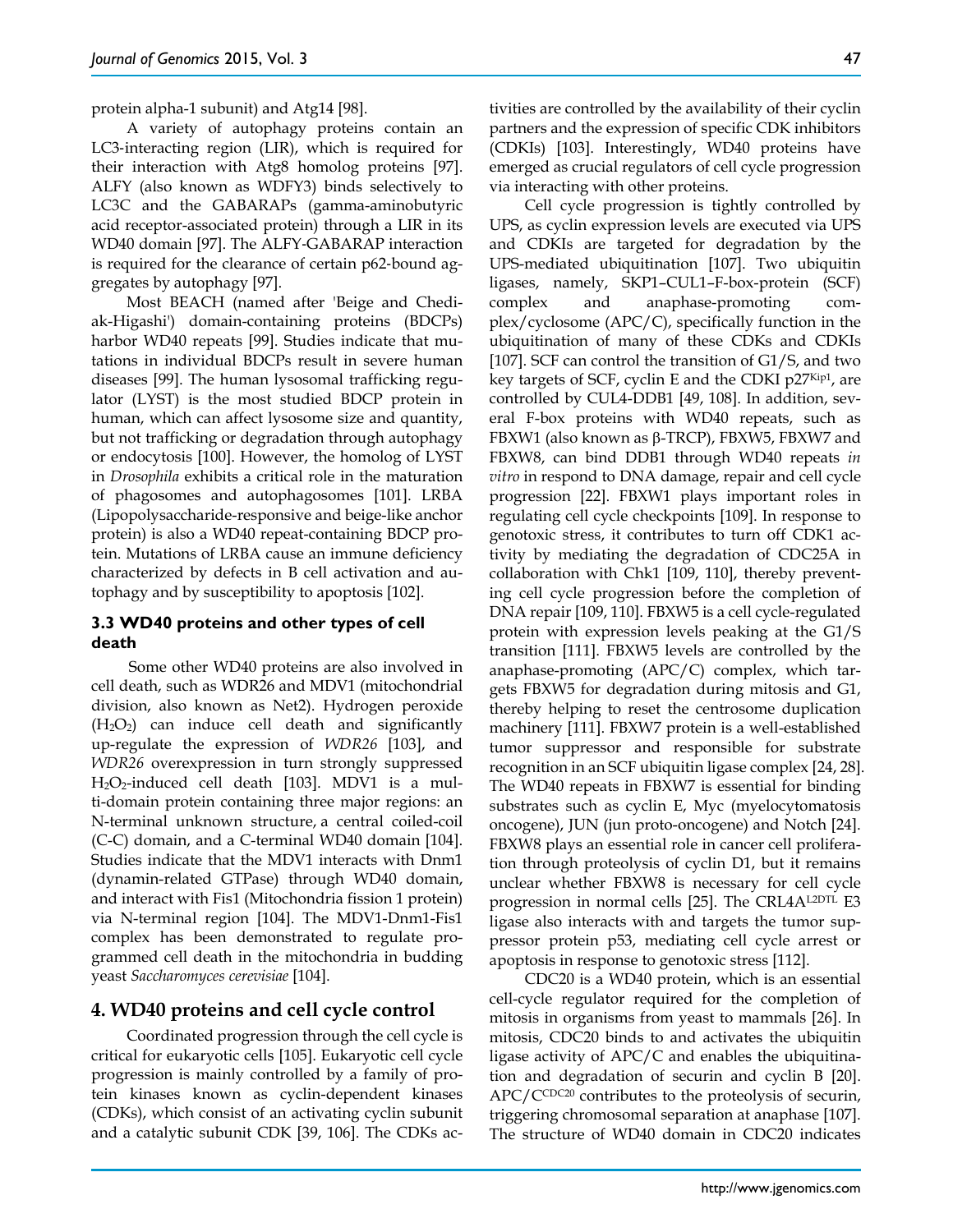protein alpha-1 subunit) and Atg14 [98].

A variety of autophagy proteins contain an LC3-interacting region (LIR), which is required for their interaction with Atg8 homolog proteins [97]. ALFY (also known as WDFY3) binds selectively to LC3C and the GABARAPs (gamma-aminobutyric acid receptor-associated protein) through a LIR in its WD40 domain [97]. The ALFY-GABARAP interaction is required for the clearance of certain p62-bound aggregates by autophagy [97].

Most BEACH (named after 'Beige and Chediak-Higashi') domain-containing proteins (BDCPs) harbor WD40 repeats [99]. Studies indicate that mutations in individual BDCPs result in severe human diseases [99]. The human lysosomal trafficking regulator (LYST) is the most studied BDCP protein in human, which can affect lysosome size and quantity, but not trafficking or degradation through autophagy or endocytosis [100]. However, the homolog of LYST in *Drosophila* exhibits a critical role in the maturation of phagosomes and autophagosomes [101]. LRBA (Lipopolysaccharide-responsive and beige-like anchor protein) is also a WD40 repeat-containing BDCP protein. Mutations of LRBA cause an immune deficiency characterized by defects in B cell activation and autophagy and by susceptibility to apoptosis [102].

### 3.3 WD40 proteins and other types of cell death

Some other WD40 proteins are also involved in cell death, such as WDR26 and MDV1 (mitochondrial division, also known as Net2). Hydrogen peroxide ($H_2O_2$) can induce cell death and significantly up-regulate the expression of *WDR26* [103], and *WDR26* overexpression in turn strongly suppressed $H_2O_2$-induced cell death [103]. MDV1 is a multi-domain protein containing three major regions: an N-terminal unknown structure, a central coiled-coil (C-C) domain, and a C-terminal WD40 domain [104]. Studies indicate that the MDV1 interacts with Dnm1 (dynamin-related GTPase) through WD40 domain, and interact with Fis1 (Mitochondria fission 1 protein) via N-terminal region [104]. The MDV1-Dnm1-Fis1 complex has been demonstrated to regulate programmed cell death in the mitochondria in budding yeast *Saccharomyces cerevisiae* [104].

## 4. WD40 proteins and cell cycle control

Coordinated progression through the cell cycle is critical for eukaryotic cells [105]. Eukaryotic cell cycle progression is mainly controlled by a family of protein kinases known as cyclin-dependent kinases (CDKs), which consist of an activating cyclin subunit and a catalytic subunit CDK [39, 106]. The CDKs activities are controlled by the availability of their cyclin partners and the expression of specific CDK inhibitors (CDKIs) [103]. Interestingly, WD40 proteins have emerged as crucial regulators of cell cycle progression via interacting with other proteins.

Cell cycle progression is tightly controlled by UPS, as cyclin expression levels are executed via UPS and CDKIs are targeted for degradation by the UPS-mediated ubiquitination [107]. Two ubiquitin ligases, namely, SKP1–CUL1–F-box-protein (SCF) complex and anaphase-promoting complex/cyclosome (APC/C), specifically function in the ubiquitination of many of these CDKs and CDKIs [107]. SCF can control the transition of G1/S, and two key targets of SCF, cyclin E and the CDKI $p27^{Kip1}$, are controlled by CUL4-DDB1 [49, 108]. In addition, several F-box proteins with WD40 repeats, such as FBXW1 (also known as β-TRCP), FBXW5, FBXW7 and FBXW8, can bind DDB1 through WD40 repeats *in vitro* in respond to DNA damage, repair and cell cycle progression [22]. FBXW1 plays important roles in regulating cell cycle checkpoints [109]. In response to genotoxic stress, it contributes to turn off CDK1 activity by mediating the degradation of CDC25A in collaboration with Chk1 [109, 110], thereby preventing cell cycle progression before the completion of DNA repair [109, 110]. FBXW5 is a cell cycle-regulated protein with expression levels peaking at the G1/S transition [111]. FBXW5 levels are controlled by the anaphase-promoting (APC/C) complex, which targets FBXW5 for degradation during mitosis and G1, thereby helping to reset the centrosome duplication machinery [111]. FBXW7 protein is a well-established tumor suppressor and responsible for substrate recognition in an SCF ubiquitin ligase complex [24, 28]. The WD40 repeats in FBXW7 is essential for binding substrates such as cyclin E, Myc (myelocytomatosis oncogene), JUN (jun proto-oncogene) and Notch [24]. FBXW8 plays an essential role in cancer cell proliferation through proteolysis of cyclin D1, but it remains unclear whether FBXW8 is necessary for cell cycle progression in normal cells [25]. The $CRL4A^{L2DTL}$ E3 ligase also interacts with and targets the tumor suppressor protein p53, mediating cell cycle arrest or apoptosis in response to genotoxic stress [112].

CDC20 is a WD40 protein, which is an essential cell-cycle regulator required for the completion of mitosis in organisms from yeast to mammals [26]. In mitosis, CDC20 binds to and activates the ubiquitin ligase activity of APC/C and enables the ubiquitination and degradation of securin and cyclin B [20]. $APC/C^{CDC20}$ contributes to the proteolysis of securin, triggering chromosomal separation at anaphase [107]. The structure of WD40 domain in CDC20 indicates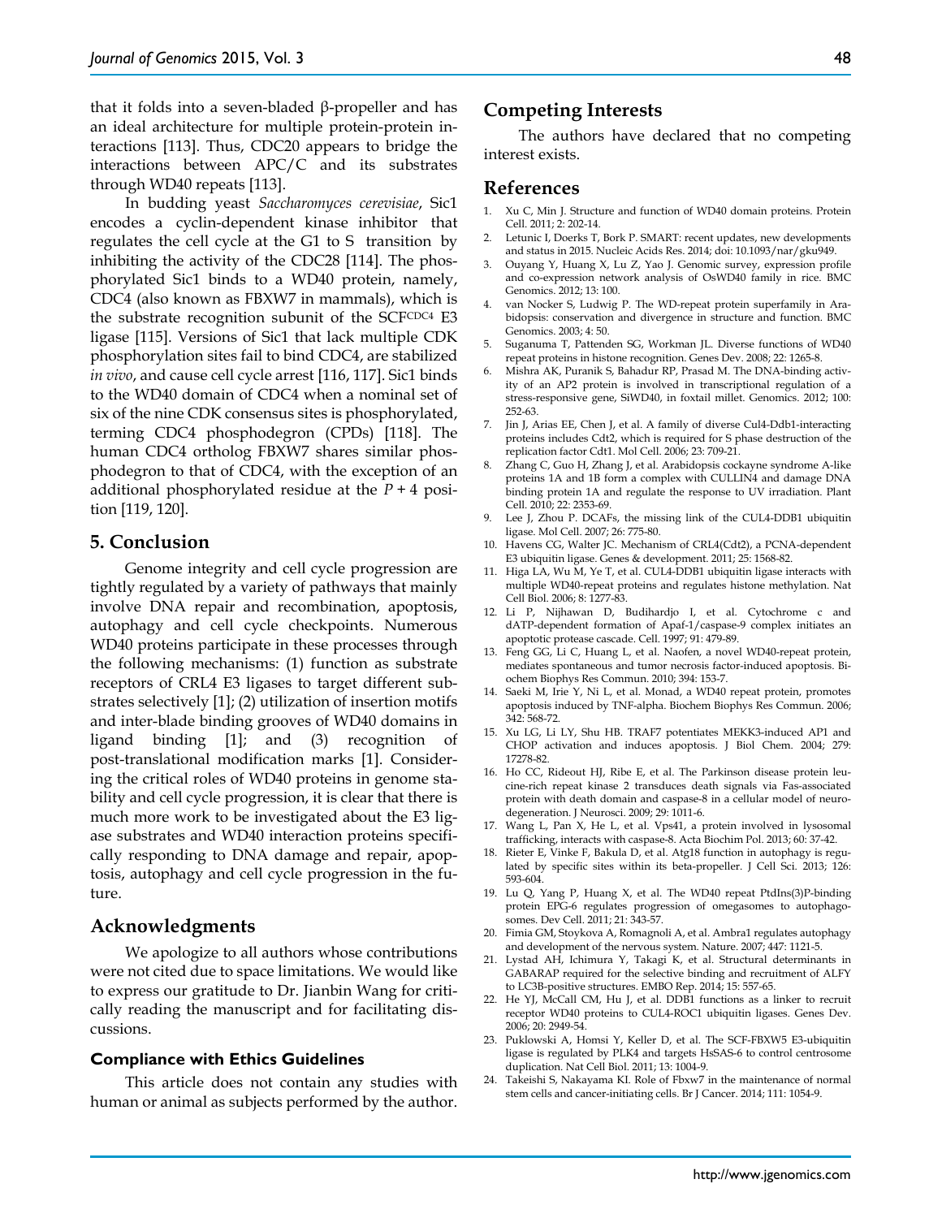that it folds into a seven-bladed β-propeller and has an ideal architecture for multiple protein-protein interactions [113]. Thus, CDC20 appears to bridge the interactions between APC/C and its substrates through WD40 repeats [113].

In budding yeast *Saccharomyces cerevisiae*, Sic1 encodes a cyclin-dependent kinase inhibitor that regulates the cell cycle at the G1 to S transition by inhibiting the activity of the CDC28 [114]. The phosphorylated Sic1 binds to a WD40 protein, namely, CDC4 (also known as FBXW7 in mammals), which is the substrate recognition subunit of the $SCF^{CDC4}$ E3 ligase [115]. Versions of Sic1 that lack multiple CDK phosphorylation sites fail to bind CDC4, are stabilized *in vivo*, and cause cell cycle arrest [116, 117]. Sic1 binds to the WD40 domain of CDC4 when a nominal set of six of the nine CDK consensus sites is phosphorylated, terming CDC4 phosphodegron (CPDs) [118]. The human CDC4 ortholog FBXW7 shares similar phosphodegron to that of CDC4, with the exception of an additional phosphorylated residue at the $P + 4$ position [119, 120].

## 5. Conclusion

Genome integrity and cell cycle progression are tightly regulated by a variety of pathways that mainly involve DNA repair and recombination, apoptosis, autophagy and cell cycle checkpoints. Numerous WD40 proteins participate in these processes through the following mechanisms: (1) function as substrate receptors of CRL4 E3 ligases to target different substrates selectively [1]; (2) utilization of insertion motifs and inter-blade binding grooves of WD40 domains in ligand binding [1]; and (3) recognition of post-translational modification marks [1]. Considering the critical roles of WD40 proteins in genome stability and cell cycle progression, it is clear that there is much more work to be investigated about the E3 ligase substrates and WD40 interaction proteins specifically responding to DNA damage and repair, apoptosis, autophagy and cell cycle progression in the future.

## Acknowledgments

We apologize to all authors whose contributions were not cited due to space limitations. We would like to express our gratitude to Dr. Jianbin Wang for critically reading the manuscript and for facilitating discussions.

### Compliance with Ethics Guidelines

This article does not contain any studies with human or animal as subjects performed by the author.

## Competing Interests

The authors have declared that no competing interest exists.

## References

1. Xu C, Min J. Structure and function of WD40 domain proteins. Protein Cell. 2011; 2: 202-14.
2. Letunic I, Doerks T, Bork P. SMART: recent updates, new developments and status in 2015. Nucleic Acids Res. 2014; doi: 10.1093/nar/gku949.
3. Ouyang Y, Huang X, Lu Z, Yao J. Genomic survey, expression profile and co-expression network analysis of OsWD40 family in rice. BMC Genomics. 2012; 13: 100.
4. van Nocker S, Ludwig P. The WD-repeat protein superfamily in Arabidopsis: conservation and divergence in structure and function. BMC Genomics. 2003; 4: 50.
5. Suganuma T, Pattenden SG, Workman JL. Diverse functions of WD40 repeat proteins in histone recognition. Genes Dev. 2008; 22: 1265-8.
6. Mishra AK, Puranik S, Bahadur RP, Prasad M. The DNA-binding activity of an AP2 protein is involved in transcriptional regulation of a stress-responsive gene, SiWD40, in foxtail millet. Genomics. 2012; 100: 252-63.
7. Jin J, Arias EE, Chen J, et al. A family of diverse Cul4-Ddb1-interacting proteins includes Cdt2, which is required for S phase destruction of the replication factor Cdt1. Mol Cell. 2006; 23: 709-21.
8. Zhang C, Guo H, Zhang J, et al. Arabidopsis cockayne syndrome A-like proteins 1A and 1B form a complex with CULLIN4 and damage DNA binding protein 1A and regulate the response to UV irradiation. Plant Cell. 2010; 22: 2353-69.
9. Lee J, Zhou P. DCAFs, the missing link of the CUL4-DDB1 ubiquitin ligase. Mol Cell. 2007; 26: 775-80.
10. Havens CG, Walter JC. Mechanism of CRL4(Cdt2), a PCNA-dependent E3 ubiquitin ligase. Genes & development. 2011; 25: 1568-82.
11. Higa LA, Wu M, Ye T, et al. CUL4-DDB1 ubiquitin ligase interacts with multiple WD40-repeat proteins and regulates histone methylation. Nat Cell Biol. 2006; 8: 1277-83.
12. Li P, Nijhawan D, Budihardjo I, et al. Cytochrome c and dATP-dependent formation of Apaf-1/caspase-9 complex initiates an apoptotic protease cascade. Cell. 1997; 91: 479-89.
13. Feng GG, Li C, Huang L, et al. Naofen, a novel WD40-repeat protein, mediates spontaneous and tumor necrosis factor-induced apoptosis. Biochem Biophys Res Commun. 2010; 394: 153-7.
14. Saeki M, Irie Y, Ni L, et al. Monad, a WD40 repeat protein, promotes apoptosis induced by TNF-alpha. Biochem Biophys Res Commun. 2006; 342: 568-72.
15. Xu LG, Li LY, Shu HB. TRAF7 potentiates MEKK3-induced AP1 and CHOP activation and induces apoptosis. J Biol Chem. 2004; 279: 17278-82.
16. Ho CC, Rideout HJ, Ribe E, et al. The Parkinson disease protein leucine-rich repeat kinase 2 transduces death signals via Fas-associated protein with death domain and caspase-8 in a cellular model of neurodegeneration. J Neurosci. 2009; 29: 1011-6.
17. Wang L, Pan X, He L, et al. Vps41, a protein involved in lysosomal trafficking, interacts with caspase-8. Acta Biochim Pol. 2013; 60: 37-42.
18. Rieter E, Vinke F, Bakula D, et al. Atg18 function in autophagy is regulated by specific sites within its beta-propeller. J Cell Sci. 2013; 126: 593-604.
19. Lu Q, Yang P, Huang X, et al. The WD40 repeat PtdIns(3)P-binding protein EPG-6 regulates progression of omegasomes to autophagosomes. Dev Cell. 2011; 21: 343-57.
20. Fimia GM, Stoykova A, Romagnoli A, et al. Ambra1 regulates autophagy and development of the nervous system. Nature. 2007; 447: 1121-5.
21. Lystad AH, Ichimura Y, Takagi K, et al. Structural determinants in GABARAP required for the selective binding and recruitment of ALFY to LC3B-positive structures. EMBO Rep. 2014; 15: 557-65.
22. He YJ, McCall CM, Hu J, et al. DDB1 functions as a linker to recruit receptor WD40 proteins to CUL4-ROC1 ubiquitin ligases. Genes Dev. 2006; 20: 2949-54.
23. Puklowski A, Homsi Y, Keller D, et al. The SCF-FBXW5 E3-ubiquitin ligase is regulated by PLK4 and targets HsSAS-6 to control centrosome duplication. Nat Cell Biol. 2011; 13: 1004-9.
24. Takeishi S, Nakayama KI. Role of Fbxw7 in the maintenance of normal stem cells and cancer-initiating cells. Br J Cancer. 2014; 111: 1054-9.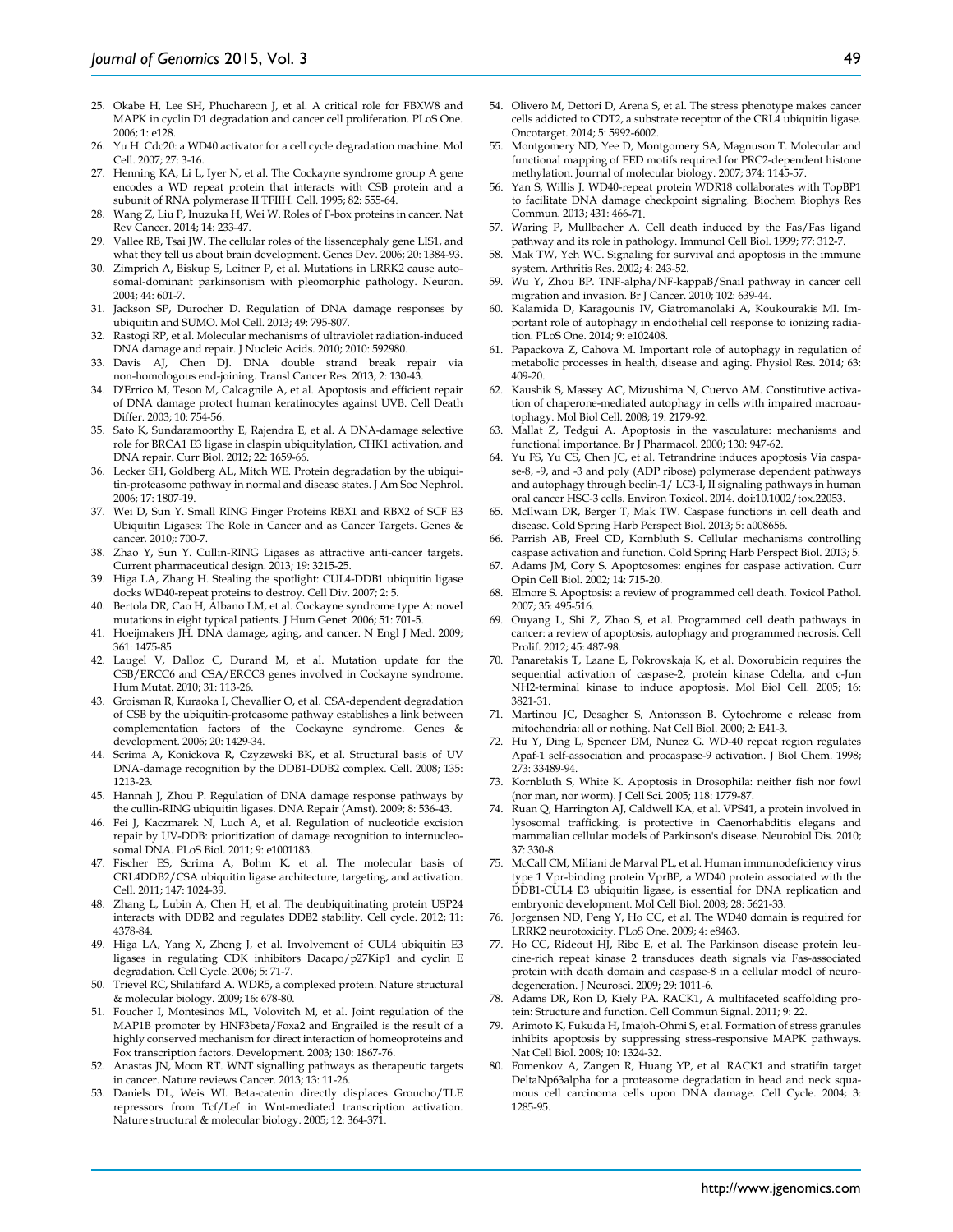25. Okabe H, Lee SH, Phuchareon J, et al. A critical role for FBXW8 and MAPK in cyclin D1 degradation and cancer cell proliferation. PLoS One. 2006; 1: e128.
26. Yu H. Cdc20: a WD40 activator for a cell cycle degradation machine. Mol Cell. 2007; 27: 3-16.
27. Henning KA, Li L, Iyer N, et al. The Cockayne syndrome group A gene encodes a WD repeat protein that interacts with CSB protein and a subunit of RNA polymerase II TFIIH. Cell. 1995; 82: 555-64.
28. Wang Z, Liu P, Inuzuka H, Wei W. Roles of F-box proteins in cancer. Nat Rev Cancer. 2014; 14: 233-47.
29. Vallee RB, Tsai JW. The cellular roles of the lissencephaly gene LIS1, and what they tell us about brain development. Genes Dev. 2006; 20: 1384-93.
30. Zimprich A, Biskup S, Leitner P, et al. Mutations in LRRK2 cause autosomal-dominant parkinsonism with pleomorphic pathology. Neuron. 2004; 44: 601-7.
31. Jackson SP, Durocher D. Regulation of DNA damage responses by ubiquitin and SUMO. Mol Cell. 2013; 49: 795-807.
32. Rastogi RP, et al. Molecular mechanisms of ultraviolet radiation-induced DNA damage and repair. J Nucleic Acids. 2010; 2010: 592980.
33. Davis AJ, Chen DJ. DNA double strand break repair via non-homologous end-joining. Transl Cancer Res. 2013; 2: 130-43.
34. D'Errico M, Teson M, Calcagnile A, et al. Apoptosis and efficient repair of DNA damage protect human keratinocytes against UVB. Cell Death Differ. 2003; 10: 754-56.
35. Sato K, Sundaramoorthy E, Rajendra E, et al. A DNA-damage selective role for BRCA1 E3 ligase in claspin ubiquitylation, CHK1 activation, and DNA repair. Curr Biol. 2012; 22: 1659-66.
36. Lecker SH, Goldberg AL, Mitch WE. Protein degradation by the ubiquitin-proteasome pathway in normal and disease states. J Am Soc Nephrol. 2006; 17: 1807-19.
37. Wei D, Sun Y. Small RING Finger Proteins RBX1 and RBX2 of SCF E3 Ubiquitin Ligases: The Role in Cancer and as Cancer Targets. Genes & cancer. 2010;: 700-7.
38. Zhao Y, Sun Y. Cullin-RING Ligases as attractive anti-cancer targets. Current pharmaceutical design. 2013; 19: 3215-25.
39. Higa LA, Zhang H. Stealing the spotlight: CUL4-DDB1 ubiquitin ligase docks WD40-repeat proteins to destroy. Cell Div. 2007; 2: 5.
40. Bertola DR, Cao H, Albano LM, et al. Cockayne syndrome type A: novel mutations in eight typical patients. J Hum Genet. 2006; 51: 701-5.
41. Hoeijmakers JH. DNA damage, aging, and cancer. N Engl J Med. 2009; 361: 1475-85.
42. Laugel V, Dalloz C, Durand M, et al. Mutation update for the CSB/ERCC6 and CSA/ERCC8 genes involved in Cockayne syndrome. Hum Mutat. 2010; 31: 113-26.
43. Groisman R, Kuraoka I, Chevallier O, et al. CSA-dependent degradation of CSB by the ubiquitin-proteasome pathway establishes a link between complementation factors of the Cockayne syndrome. Genes & development. 2006; 20: 1429-34.
44. Scrima A, Konickova R, Czyzewski BK, et al. Structural basis of UV DNA-damage recognition by the DDB1-DDB2 complex. Cell. 2008; 135: 1213-23.
45. Hannah J, Zhou P. Regulation of DNA damage response pathways by the cullin-RING ubiquitin ligases. DNA Repair (Amst). 2009; 8: 536-43.
46. Fei J, Kaczmarek N, Luch A, et al. Regulation of nucleotide excision repair by UV-DDB: prioritization of damage recognition to internucleosomal DNA. PLoS Biol. 2011; 9: e1001183.
47. Fischer ES, Scrima A, Bohm K, et al. The molecular basis of CRL4DDB2/CSA ubiquitin ligase architecture, targeting, and activation. Cell. 2011; 147: 1024-39.
48. Zhang L, Lubin A, Chen H, et al. The deubiquitinating protein USP24 interacts with DDB2 and regulates DDB2 stability. Cell cycle. 2012; 11: 4378-84.
49. Higa LA, Yang X, Zheng J, et al. Involvement of CUL4 ubiquitin E3 ligases in regulating CDK inhibitors Dacapo/p27Kip1 and cyclin E degradation. Cell Cycle. 2006; 5: 71-7.
50. Trievel RC, Shilatifard A. WDR5, a complexed protein. Nature structural & molecular biology. 2009; 16: 678-80.
51. Foucher I, Montesinos ML, Volovitch M, et al. Joint regulation of the MAP1B promoter by HNF3beta/Foxa2 and Engrailed is the result of a highly conserved mechanism for direct interaction of homeoproteins and Fox transcription factors. Development. 2003; 130: 1867-76.
52. Anastas JN, Moon RT. WNT signalling pathways as therapeutic targets in cancer. Nature reviews Cancer. 2013; 13: 11-26.
53. Daniels DL, Weis WI. Beta-catenin directly displaces Groucho/TLE repressors from Tcf/Lef in Wnt-mediated transcription activation. Nature structural & molecular biology. 2005; 12: 364-371.
54. Olivero M, Dettori D, Arena S, et al. The stress phenotype makes cancer cells addicted to CDT2, a substrate receptor of the CRL4 ubiquitin ligase. Oncotarget. 2014; 5: 5992-6002.
55. Montgomery ND, Yee D, Montgomery SA, Magnuson T. Molecular and functional mapping of EED motifs required for PRC2-dependent histone methylation. Journal of molecular biology. 2007; 374: 1145-57.
56. Yan S, Willis J. WD40-repeat protein WDR18 collaborates with TopBP1 to facilitate DNA damage checkpoint signaling. Biochem Biophys Res Commun. 2013; 431: 466-71.
57. Waring P, Mullbacher A. Cell death induced by the Fas/Fas ligand pathway and its role in pathology. Immunol Cell Biol. 1999; 77: 312-7.
58. Mak TW, Yeh WC. Signaling for survival and apoptosis in the immune system. Arthritis Res. 2002; 4: 243-52.
59. Wu Y, Zhou BP. TNF-alpha/NF-kappaB/Snail pathway in cancer cell migration and invasion. Br J Cancer. 2010; 102: 639-44.
60. Kalamida D, Karagounis IV, Giatromanolaki A, Koukourakis MI. Important role of autophagy in endothelial cell response to ionizing radiation. PLoS One. 2014; 9: e102408.
61. Papackova Z, Cahova M. Important role of autophagy in regulation of metabolic processes in health, disease and aging. Physiol Res. 2014; 63: 409-20.
62. Kaushik S, Massey AC, Mizushima N, Cuervo AM. Constitutive activation of chaperone-mediated autophagy in cells with impaired macroautophagy. Mol Biol Cell. 2008; 19: 2179-92.
63. Mallat Z, Tedgui A. Apoptosis in the vasculature: mechanisms and functional importance. Br J Pharmacol. 2000; 130: 947-62.
64. Yu FS, Yu CS, Chen JC, et al. Tetrandrine induces apoptosis Via caspase-8, -9, and -3 and poly (ADP ribose) polymerase dependent pathways and autophagy through beclin-1/ LC3-I, II signaling pathways in human oral cancer HSC-3 cells. Environ Toxicol. 2014. doi:10.1002/tox.22053.
65. McIlwain DR, Berger T, Mak TW. Caspase functions in cell death and disease. Cold Spring Harb Perspect Biol. 2013; 5: a008656.
66. Parrish AB, Freel CD, Kornbluth S. Cellular mechanisms controlling caspase activation and function. Cold Spring Harb Perspect Biol. 2013; 5.
67. Adams JM, Cory S. Apoptosomes: engines for caspase activation. Curr Opin Cell Biol. 2002; 14: 715-20.
68. Elmore S. Apoptosis: a review of programmed cell death. Toxicol Pathol. 2007; 35: 495-516.
69. Ouyang L, Shi Z, Zhao S, et al. Programmed cell death pathways in cancer: a review of apoptosis, autophagy and programmed necrosis. Cell Prolif. 2012; 45: 487-98.
70. Panaretakis T, Laane E, Pokrovskaja K, et al. Doxorubicin requires the sequential activation of caspase-2, protein kinase Cdelta, and c-Jun NH2-terminal kinase to induce apoptosis. Mol Biol Cell. 2005; 16: 3821-31.
71. Martinou JC, Desagher S, Antonsson B. Cytochrome c release from mitochondria: all or nothing. Nat Cell Biol. 2000; 2: E41-3.
72. Hu Y, Ding L, Spencer DM, Nunez G. WD-40 repeat region regulates Apaf-1 self-association and procaspase-9 activation. J Biol Chem. 1998; 273: 33489-94.
73. Kornbluth S, White K. Apoptosis in Drosophila: neither fish nor fowl (nor man, nor worm). J Cell Sci. 2005; 118: 1779-87.
74. Ruan Q, Harrington AJ, Caldwell KA, et al. VPS41, a protein involved in lysosomal trafficking, is protective in Caenorhabditis elegans and mammalian cellular models of Parkinson's disease. Neurobiol Dis. 2010; 37: 330-8.
75. McCall CM, Miliani de Marval PL, et al. Human immunodeficiency virus type 1 Vpr-binding protein VprBP, a WD40 protein associated with the DDB1-CUL4 E3 ubiquitin ligase, is essential for DNA replication and embryonic development. Mol Cell Biol. 2008; 28: 5621-33.
76. Jorgensen ND, Peng Y, Ho CC, et al. The WD40 domain is required for LRRK2 neurotoxicity. PLoS One. 2009; 4: e8463.
77. Ho CC, Rideout HJ, Ribe E, et al. The Parkinson disease protein leucine-rich repeat kinase 2 transduces death signals via Fas-associated protein with death domain and caspase-8 in a cellular model of neurodegeneration. J Neurosci. 2009; 29: 1011-6.
78. Adams DR, Ron D, Kiely PA. RACK1, A multifaceted scaffolding protein: Structure and function. Cell Commun Signal. 2011; 9: 22.
79. Arimoto K, Fukuda H, Imajoh-Ohmi S, et al. Formation of stress granules inhibits apoptosis by suppressing stress-responsive MAPK pathways. Nat Cell Biol. 2008; 10: 1324-32.
80. Fomenkov A, Zangen R, Huang YP, et al. RACK1 and stratifin target DeltaNp63alpha for a proteasome degradation in head and neck squamous cell carcinoma cells upon DNA damage. Cell Cycle. 2004; 3: 1285-95.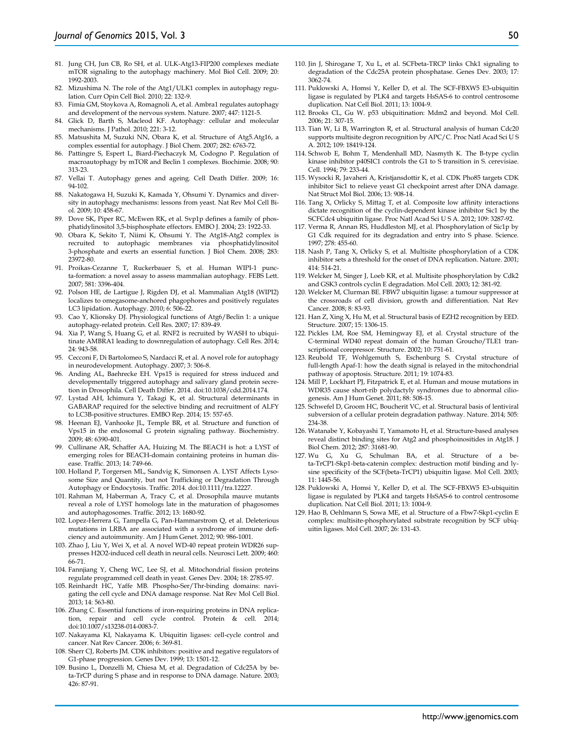81. Jung CH, Jun CB, Ro SH, et al. ULK-Atg13-FIP200 complexes mediate mTOR signaling to the autophagy machinery. Mol Biol Cell. 2009; 20: 1992-2003.
82. Mizushima N. The role of the Atg1/ULK1 complex in autophagy regulation. Curr Opin Cell Biol. 2010; 22: 132-9.
83. Fimia GM, Stoykova A, Romagnoli A, et al. Ambra1 regulates autophagy and development of the nervous system. Nature. 2007; 447: 1121-5.
84. Glick D, Barth S, Macleod KF. Autophagy: cellular and molecular mechanisms. J Pathol. 2010; 221: 3-12.
85. Matsushita M, Suzuki NN, Obara K, et al. Structure of Atg5.Atg16, a complex essential for autophagy. J Biol Chem. 2007; 282: 6763-72.
86. Pattingre S, Espert L, Biard-Piechaczyk M, Codogno P. Regulation of macroautophagy by mTOR and Beclin 1 complexes. Biochimie. 2008; 90: 313-23.
87. Vellai T. Autophagy genes and ageing. Cell Death Differ. 2009; 16: 94-102.
88. Nakatogawa H, Suzuki K, Kamada Y, Ohsumi Y. Dynamics and diversity in autophagy mechanisms: lessons from yeast. Nat Rev Mol Cell Biol. 2009; 10: 458-67.
89. Dove SK, Piper RC, McEwen RK, et al. Svp1p defines a family of phosphatidylinositol 3,5-bisphosphate effectors. EMBO J. 2004; 23: 1922-33.
90. Obara K, Sekito T, Niimi K, Ohsumi Y. The Atg18-Atg2 complex is recruited to autophagic membranes via phosphatidylinositol 3-phosphate and exerts an essential function. J Biol Chem. 2008; 283: 23972-80.
91. Proikas-Cezanne T, Ruckerbauer S, et al. Human WIPI-1 puncta-formation: a novel assay to assess mammalian autophagy. FEBS Lett. 2007; 581: 3396-404.
92. Polson HE, de Lartigue J, Rigden DJ, et al. Mammalian Atg18 (WIPI2) localizes to omegasome-anchored phagophores and positively regulates LC3 lipidation. Autophagy. 2010; 6: 506-22.
93. Cao Y, Klionsky DJ. Physiological functions of Atg6/Beclin 1: a unique autophagy-related protein. Cell Res. 2007; 17: 839-49.
94. Xia P, Wang S, Huang G, et al. RNF2 is recruited by WASH to ubiquitinate AMBRA1 leading to downregulation of autophagy. Cell Res. 2014; 24: 943-58.
95. Cecconi F, Di Bartolomeo S, Nardacci R, et al. A novel role for autophagy in neurodevelopment. Autophagy. 2007; 3: 506-8.
96. Anding AL, Baehrecke EH. Vps15 is required for stress induced and developmentally triggered autophagy and salivary gland protein secretion in Drosophila. Cell Death Differ. 2014. doi:10.1038/cdd.2014.174.
97. Lystad AH, Ichimura Y, Takagi K, et al. Structural determinants in GABARAP required for the selective binding and recruitment of ALFY to LC3B-positive structures. EMBO Rep. 2014; 15: 557-65.
98. Heenan EJ, Vanhooke JL, Temple BR, et al. Structure and function of Vps15 in the endosomal G protein signaling pathway. Biochemistry. 2009; 48: 6390-401.
99. Cullinane AR, Schaffer AA, Huizing M. The BEACH is hot: a LYST of emerging roles for BEACH-domain containing proteins in human disease. Traffic. 2013; 14: 749-66.
100. Holland P, Torgersen ML, Sandvig K, Simonsen A. LYST Affects Lysosome Size and Quantity, but not Trafficking or Degradation Through Autophagy or Endocytosis. Traffic. 2014. doi:10.1111/tra.12227.
101. Rahman M, Haberman A, Tracy C, et al. Drosophila mauve mutants reveal a role of LYST homologs late in the maturation of phagosomes and autophagosomes. Traffic. 2012; 13: 1680-92.
102. Lopez-Herrera G, Tampella G, Pan-Hammarstrom Q, et al. Deleterious mutations in LRBA are associated with a syndrome of immune deficiency and autoimmunity. Am J Hum Genet. 2012; 90: 986-1001.
103. Zhao J, Liu Y, Wei X, et al. A novel WD-40 repeat protein WDR26 suppresses H2O2-induced cell death in neural cells. Neurosci Lett. 2009; 460: 66-71.
104. Fannjiang Y, Cheng WC, Lee SJ, et al. Mitochondrial fission proteins regulate programmed cell death in yeast. Genes Dev. 2004; 18: 2785-97.
105. Reinhardt HC, Yaffe MB. Phospho-Ser/Thr-binding domains: navigating the cell cycle and DNA damage response. Nat Rev Mol Cell Biol. 2013; 14: 563-80.
106. Zhang C. Essential functions of iron-requiring proteins in DNA replication, repair and cell cycle control. Protein & cell. 2014; doi:10.1007/s13238-014-0083-7.
107. Nakayama KI, Nakayama K. Ubiquitin ligases: cell-cycle control and cancer. Nat Rev Cancer. 2006; 6: 369-81.
108. Sherr CJ, Roberts JM. CDK inhibitors: positive and negative regulators of G1-phase progression. Genes Dev. 1999; 13: 1501-12.
109. Busino L, Donzelli M, Chiesa M, et al. Degradation of Cdc25A by beta-TrCP during S phase and in response to DNA damage. Nature. 2003; 426: 87-91.
110. Jin J, Shirogane T, Xu L, et al. SCFbeta-TRCP links Chk1 signaling to degradation of the Cdc25A protein phosphatase. Genes Dev. 2003; 17: 3062-74.
111. Puklowski A, Homsi Y, Keller D, et al. The SCF-FBXW5 E3-ubiquitin ligase is regulated by PLK4 and targets HsSAS-6 to control centrosome duplication. Nat Cell Biol. 2011; 13: 1004-9.
112. Brooks CL, Gu W. p53 ubiquitination: Mdm2 and beyond. Mol Cell. 2006; 21: 307-15.
113. Tian W, Li B, Warrington R, et al. Structural analysis of human Cdc20 supports multisite degron recognition by APC/C. Proc Natl Acad Sci U S A. 2012; 109: 18419-124.
114. Schwob E, Bohm T, Mendenhall MD, Nasmyth K. The B-type cyclin kinase inhibitor p40SIC1 controls the G1 to S transition in S. cerevisiae. Cell. 1994; 79: 233-44.
115. Wysocki R, Javaheri A, Kristjansdottir K, et al. CDK Pho85 targets CDK inhibitor Sic1 to relieve yeast G1 checkpoint arrest after DNA damage. Nat Struct Mol Biol. 2006; 13: 908-14.
116. Tang X, Orlicky S, Mittag T, et al. Composite low affinity interactions dictate recognition of the cyclin-dependent kinase inhibitor Sic1 by the SCFCdc4 ubiquitin ligase. Proc Natl Acad Sci U S A. 2012; 109: 3287-92.
117. Verma R, Annan RS, Huddleston MJ, et al. Phosphorylation of Sic1p by G1 Cdk required for its degradation and entry into S phase. Science. 1997; 278: 455-60.
118. Nash P, Tang X, Orlicky S, et al. Multisite phosphorylation of a CDK inhibitor sets a threshold for the onset of DNA replication. Nature. 2001; 414: 514-21.
119. Welcker M, Singer J, Loeb KR, et al. Multisite phosphorylation by Cdk2 and GSK3 controls cyclin E degradation. Mol Cell. 2003; 12: 381-92.
120. Welcker M, Clurman BE. FBW7 ubiquitin ligase: a tumour suppressor at the crossroads of cell division, growth and differentiation. Nat Rev Cancer. 2008; 8: 83-93.
121. Han Z, Xing X, Hu M, et al. Structural basis of EZH2 recognition by EED. Structure. 2007; 15: 1306-15.
122. Pickles LM, Roe SM, Hemingway EJ, et al. Crystal structure of the C-terminal WD40 repeat domain of the human Groucho/TLE1 transcriptional corepressor. Structure. 2002; 10: 751-61.
123. Reubold TF, Wohlgemuth S, Eschenburg S. Crystal structure of full-length Apaf-1: how the death signal is relayed in the mitochondrial pathway of apoptosis. Structure. 2011; 19: 1074-83.
124. Mill P, Lockhart PJ, Fitzpatrick E, et al. Human and mouse mutations in WDR35 cause short-rib polydactyly syndromes due to abnormal ciliogenesis. Am J Hum Genet. 2011; 88: 508-15.
125. Schwefel D, Groom HC, Boucherit VC, et al. Structural basis of lentiviral subversion of a cellular protein degradation pathway. Nature. 2014; 505: 234-38.
126. Watanabe Y, Kobayashi T, Yamamoto H, et al. Structure-based analyses reveal distinct binding sites for Atg2 and phosphoinositides in Atg18. J Biol Chem. 2012; 287: 31681-90.
127. Wu G, Xu G, Schulman BA, et al. Structure of a beta-TrCP1-Skp1-beta-catenin complex: destruction motif binding and lysine specificity of the SCF(beta-TrCP1) ubiquitin ligase. Mol Cell. 2003; 11: 1445-56.
128. Puklowski A, Homsi Y, Keller D, et al. The SCF-FBXW5 E3-ubiquitin ligase is regulated by PLK4 and targets HsSAS-6 to control centrosome duplication. Nat Cell Biol. 2011; 13: 1004-9.
129. Hao B, Oehlmann S, Sowa ME, et al. Structure of a Fbw7-Skp1-cyclin E complex: multisite-phosphorylated substrate recognition by SCF ubiquitin ligases. Mol Cell. 2007; 26: 131-43.